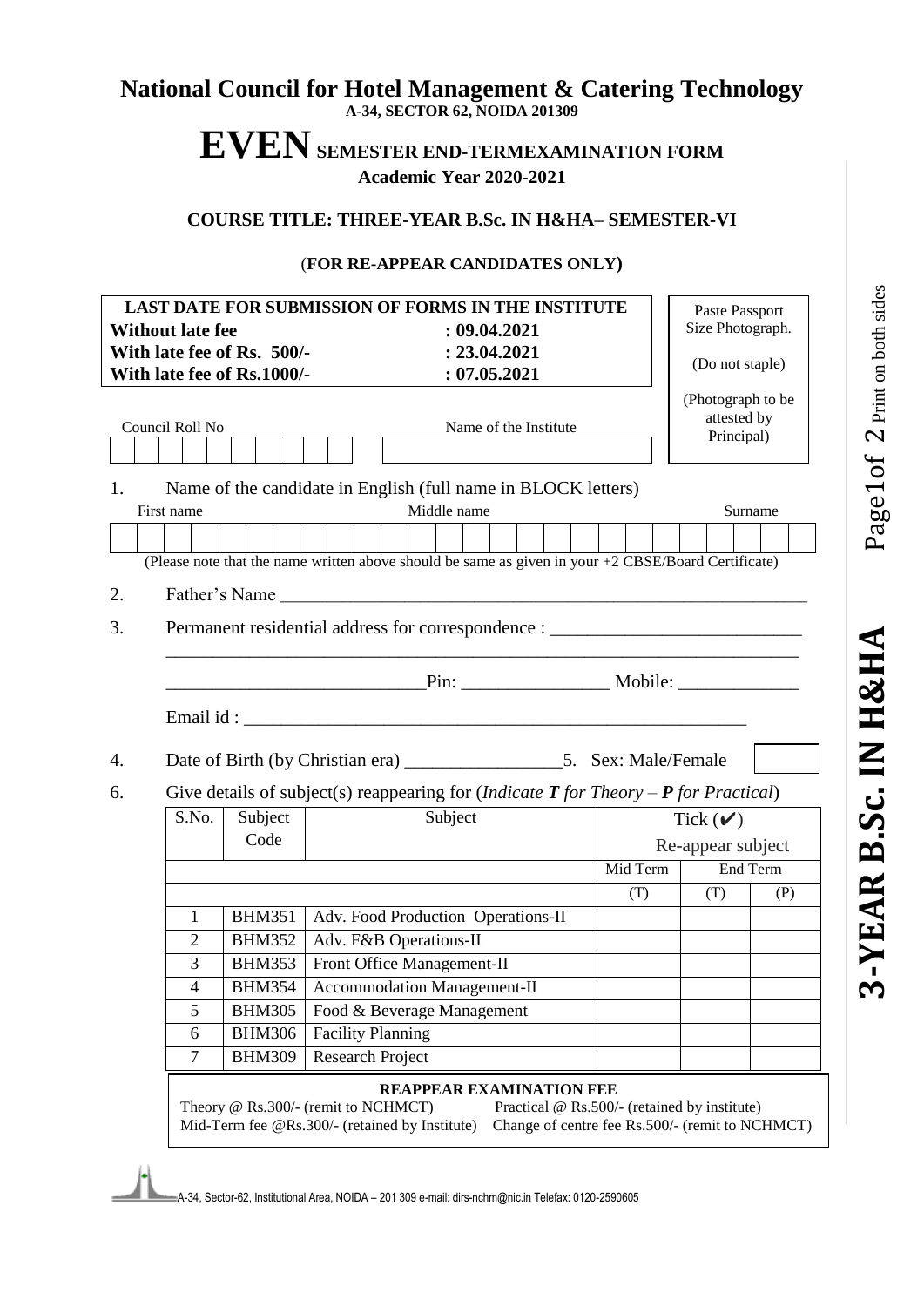# National Council for Hotel Management & Catering Technology

**A-34, SECTOR 62, NOIDA 201309**

## EVEN SEMESTER END-TERMEXAMINATION FORM

**Academic Year 2020-2021**

### COURSE TITLE: THREE-YEAR B.Sc. IN H&HA– SEMESTER-VI

(**FOR RE-APPEAR CANDIDATES ONLY**)

| **LAST DATE FOR SUBMISSION OF FORMS IN THE INSTITUTE** | |
|---|---|
| **Without late fee** | **: 09.04.2021** |
| **With late fee of Rs. 500/-** | **: 23.04.2021** |
| **With late fee of Rs.1000/-** | **: 07.05.2021** |

Paste Passport Size Photograph.

(Do not staple)

(Photograph to be attested by Principal)

Council Roll No

Name of the Institute

1. Name of the candidate in English (full name in BLOCK letters)

First name Middle name Surname

(Please note that the name written above should be same as given in your +2 CBSE/Board Certificate)

2. Father's Name ____________________________________________________________

3. Permanent residential address for correspondence : ___________________________

_____________________________________________________________________

____________________________Pin: ________________ Mobile: _____________

Email id : ________________________________________________________

4. Date of Birth (by Christian era) _________________ 5. Sex: Male/Female

6. Give details of subject(s) reappearing for (*Indicate* ***T*** *for Theory –* ***P*** *for Practical*)

| S.No. | Subject Code | Subject | Tick (✔) Re-appear subject | | |
|---|---|---|---|---|---|
| | | | Mid Term | End Term | |
| | | | (T) | (T) | (P) |
| 1 | BHM351 | Adv. Food Production Operations-II | | | |
| 2 | BHM352 | Adv. F&B Operations-II | | | |
| 3 | BHM353 | Front Office Management-II | | | |
| 4 | BHM354 | Accommodation Management-II | | | |
| 5 | BHM305 | Food & Beverage Management | | | |
| 6 | BHM306 | Facility Planning | | | |
| 7 | BHM309 | Research Project | | | |

**REAPPEAR EXAMINATION FEE**

Theory @ Rs.300/- (remit to NCHMCT) Practical @ Rs.500/- (retained by institute)

Mid-Term fee @Rs.300/- (retained by Institute) Change of centre fee Rs.500/- (remit to NCHMCT)

A-34, Sector-62, Institutional Area, NOIDA – 201 309 e-mail: dirs-nchm@nic.in Telefax: 0120-2590605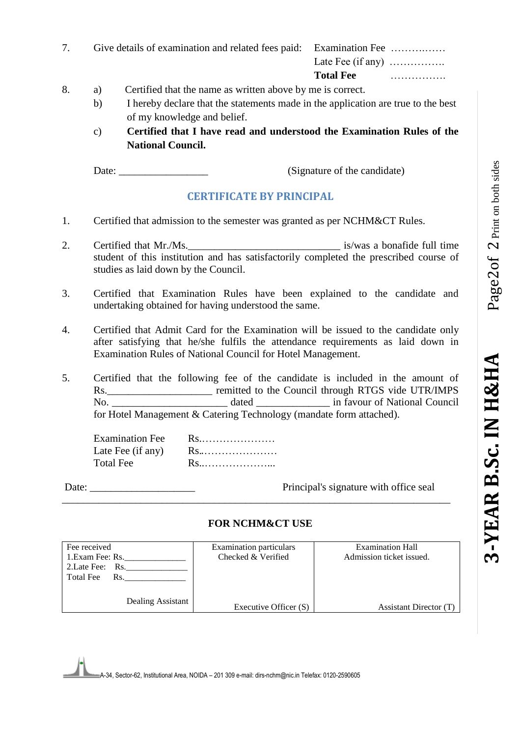7. Give details of examination and related fees paid: Examination Fee ……….……
   Late Fee (if any) …………….
   **Total Fee** …………….

8. a) Certified that the name as written above by me is correct.
   b) I hereby declare that the statements made in the application are true to the best of my knowledge and belief.
   c) **Certified that I have read and understood the Examination Rules of the National Council.**

Date: _________________ (Signature of the candidate)

## CERTIFICATE BY PRINCIPAL

1. Certified that admission to the semester was granted as per NCHM&CT Rules.

2. Certified that Mr./Ms.____________________________ is/was a bonafide full time student of this institution and has satisfactorily completed the prescribed course of studies as laid down by the Council.

3. Certified that Examination Rules have been explained to the candidate and undertaking obtained for having understood the same.

4. Certified that Admit Card for the Examination will be issued to the candidate only after satisfying that he/she fulfils the attendance requirements as laid down in Examination Rules of National Council for Hotel Management.

5. Certified that the following fee of the candidate is included in the amount of Rs.____________________ remitted to the Council through RTGS vide UTR/IMPS No. ______________________ dated ______________ in favour of National Council for Hotel Management & Catering Technology (mandate form attached).

   Examination Fee Rs.…………………
   Late Fee (if any) Rs..…………………
   Total Fee Rs..………………...

Date: ____________________ Principal's signature with office seal

### FOR NCHM&CT USE

| | | |
|---|---|---|
| Fee received<br>1.Exam Fee: Rs.______________<br>2.Late Fee: Rs.______________<br>Total Fee Rs.______________<br><br>Dealing Assistant | Examination particulars Checked & Verified<br><br><br><br>Executive Officer (S) | Examination Hall Admission ticket issued.<br><br><br><br>Assistant Director (T) |

A-34, Sector-62, Institutional Area, NOIDA – 201 309 e-mail: dirs-nchm@nic.in Telefax: 0120-2590605